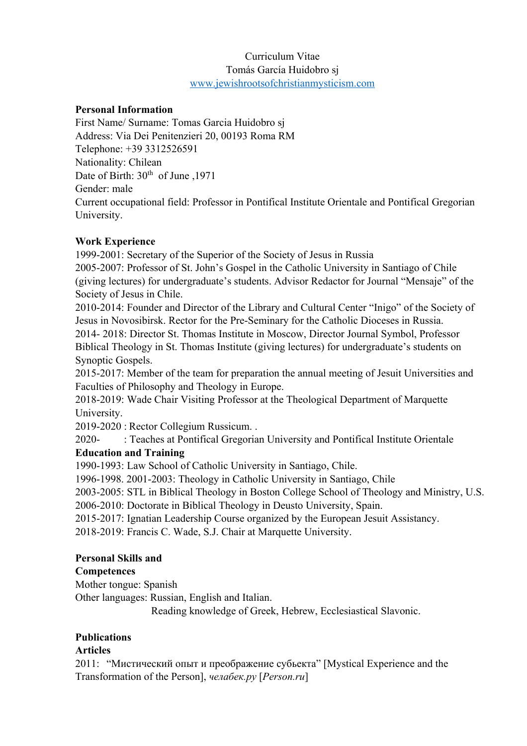Curriculum Vitae

Tomás García Huidobro sj

[www.jewishrootsofchristianmysticism.com](http://www.jewishrootsofchristianmysticism.com)

**Personal Information**

First Name/ Surname: Tomas Garcia Huidobro sj
Address: Via Dei Penitenzieri 20, 00193 Roma RM
Telephone: +39 3312526591
Nationality: Chilean
Date of Birth: 30th of June ,1971
Gender: male
Current occupational field: Professor in Pontifical Institute Orientale and Pontifical Gregorian University.

**Work Experience**

1999-2001: Secretary of the Superior of the Society of Jesus in Russia
2005-2007: Professor of St. John's Gospel in the Catholic University in Santiago of Chile (giving lectures) for undergraduate's students. Advisor Redactor for Journal "Mensaje" of the Society of Jesus in Chile.
2010-2014: Founder and Director of the Library and Cultural Center "Inigo" of the Society of Jesus in Novosibirsk. Rector for the Pre-Seminary for the Catholic Dioceses in Russia.
2014- 2018: Director St. Thomas Institute in Moscow, Director Journal Symbol, Professor Biblical Theology in St. Thomas Institute (giving lectures) for undergraduate's students on Synoptic Gospels.
2015-2017: Member of the team for preparation the annual meeting of Jesuit Universities and Faculties of Philosophy and Theology in Europe.
2018-2019: Wade Chair Visiting Professor at the Theological Department of Marquette University.
2019-2020 : Rector Collegium Russicum. .
2020- : Teaches at Pontifical Gregorian University and Pontifical Institute Orientale

**Education and Training**

1990-1993: Law School of Catholic University in Santiago, Chile.
1996-1998. 2001-2003: Theology in Catholic University in Santiago, Chile
2003-2005: STL in Biblical Theology in Boston College School of Theology and Ministry, U.S.
2006-2010: Doctorate in Biblical Theology in Deusto University, Spain.
2015-2017: Ignatian Leadership Course organized by the European Jesuit Assistancy.
2018-2019: Francis C. Wade, S.J. Chair at Marquette University.

**Personal Skills and Competences**

Mother tongue: Spanish
Other languages: Russian, English and Italian.
Reading knowledge of Greek, Hebrew, Ecclesiastical Slavonic.

**Publications**

**Articles**

2011: "Мистический опыт и преображение субьекта" [Mystical Experience and the Transformation of the Person], *челабек.ру* [*Person.ru*]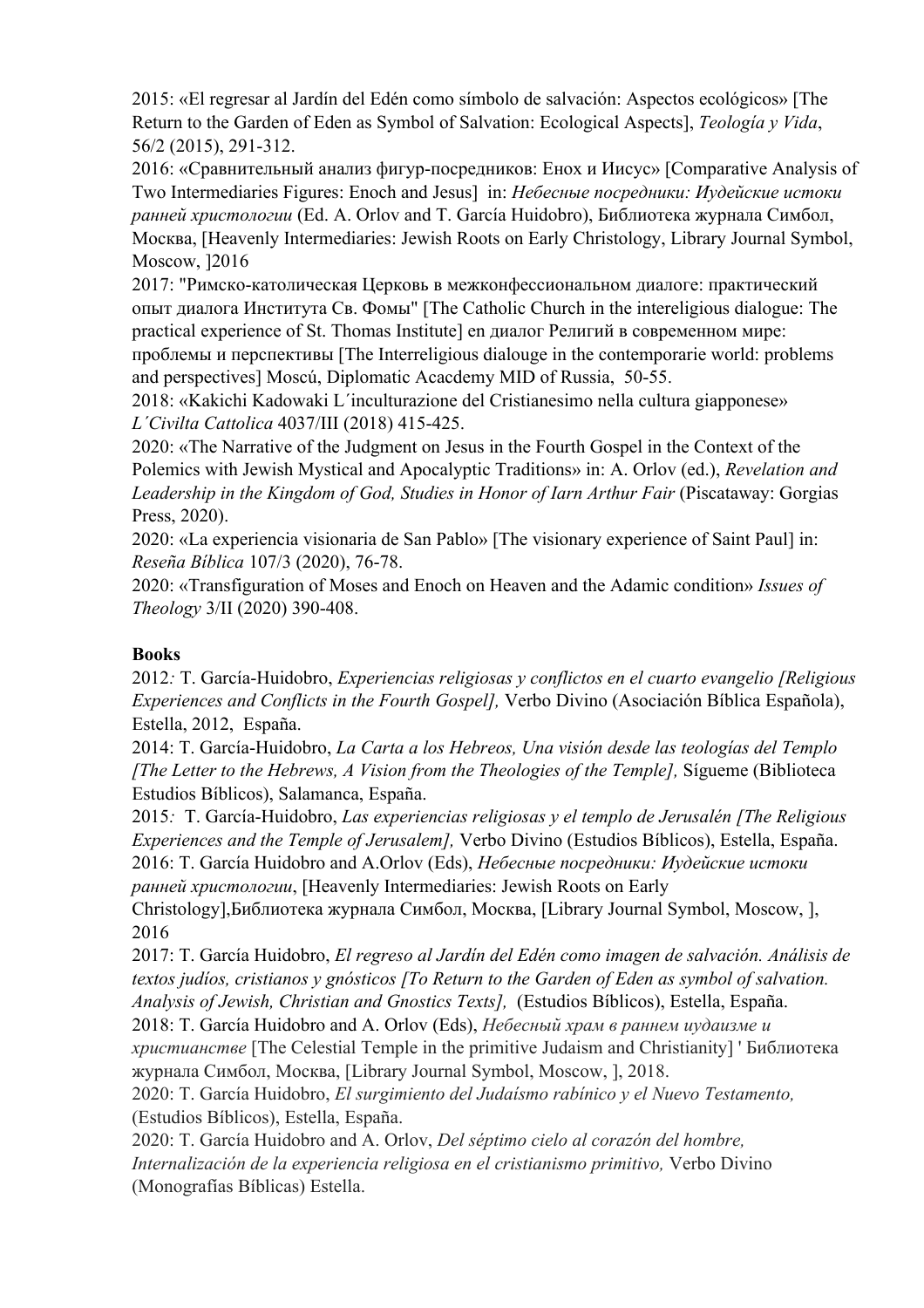2015: «El regresar al Jardín del Edén como símbolo de salvación: Aspectos ecológicos» [The Return to the Garden of Eden as Symbol of Salvation: Ecological Aspects], *Teología y Vida*, 56/2 (2015), 291-312.
2016: «Сравнительный анализ фигур-посредников: Енох и Иисус» [Comparative Analysis of Two Intermediaries Figures: Enoch and Jesus] in: *Небесные посредники: Иудейские истоки ранней христологии* (Ed. A. Orlov and T. García Huidobro), Библиотека журнала Симбол, Москва, [Heavenly Intermediaries: Jewish Roots on Early Christology, Library Journal Symbol, Moscow, ]2016
2017: "Римско-католическая Церковь в межконфессиональном диалоге: практический опыт диалога Института Св. Фомы" [The Catholic Church in the intereligious dialogue: The practical experience of St. Thomas Institute] en диалог Религий в современном мире: проблемы и перспективы [The Interreligious dialouge in the contemporarie world: problems and perspectives] Moscú, Diplomatic Acacdemy MID of Russia, 50-55.
2018: «Kakichi Kadowaki L´inculturazione del Cristianesimo nella cultura giapponese» *L´Civilta Cattolica* 4037/III (2018) 415-425.
2020: «The Narrative of the Judgment on Jesus in the Fourth Gospel in the Context of the Polemics with Jewish Mystical and Apocalyptic Traditions» in: A. Orlov (ed.), *Revelation and Leadership in the Kingdom of God, Studies in Honor of Iarn Arthur Fair* (Piscataway: Gorgias Press, 2020).
2020: «La experiencia visionaria de San Pablo» [The visionary experience of Saint Paul] in: *Reseña Bíblica* 107/3 (2020), 76-78.
2020: «Transfiguration of Moses and Enoch on Heaven and the Adamic condition» *Issues of Theology* 3/II (2020) 390-408.

**Books**

2012*:* T. García-Huidobro, *Experiencias religiosas y conflictos en el cuarto evangelio [Religious Experiences and Conflicts in the Fourth Gospel],* Verbo Divino (Asociación Bíblica Española), Estella, 2012, España.
2014: T. García-Huidobro, *La Carta a los Hebreos, Una visión desde las teologías del Templo [The Letter to the Hebrews, A Vision from the Theologies of the Temple],* Sígueme (Biblioteca Estudios Bíblicos), Salamanca, España.
2015*:* T. García-Huidobro, *Las experiencias religiosas y el templo de Jerusalén [The Religious Experiences and the Temple of Jerusalem],* Verbo Divino (Estudios Bíblicos), Estella, España.
2016: T. García Huidobro and A.Orlov (Eds), *Небесные посредники: Иудейские истоки ранней христологии*, [Heavenly Intermediaries: Jewish Roots on Early Christology],Библиотека журнала Симбол, Москва, [Library Journal Symbol, Moscow, ], 2016
2017: T. García Huidobro, *El regreso al Jardín del Edén como imagen de salvación. Análisis de textos judíos, cristianos y gnósticos [To Return to the Garden of Eden as symbol of salvation. Analysis of Jewish, Christian and Gnostics Texts],* (Estudios Bíblicos), Estella, España.
2018: T. García Huidobro and A. Orlov (Eds), *Небесный храм в раннем иудаизме и христианстве* [The Celestial Temple in the primitive Judaism and Christianity] ' Библиотека журнала Симбол, Москва, [Library Journal Symbol, Moscow, ], 2018.
2020: T. García Huidobro, *El surgimiento del Judaísmo rabínico y el Nuevo Testamento,* (Estudios Bíblicos), Estella, España.
2020: T. García Huidobro and A. Orlov, *Del séptimo cielo al corazón del hombre, Internalización de la experiencia religiosa en el cristianismo primitivo,* Verbo Divino (Monografías Bíblicas) Estella.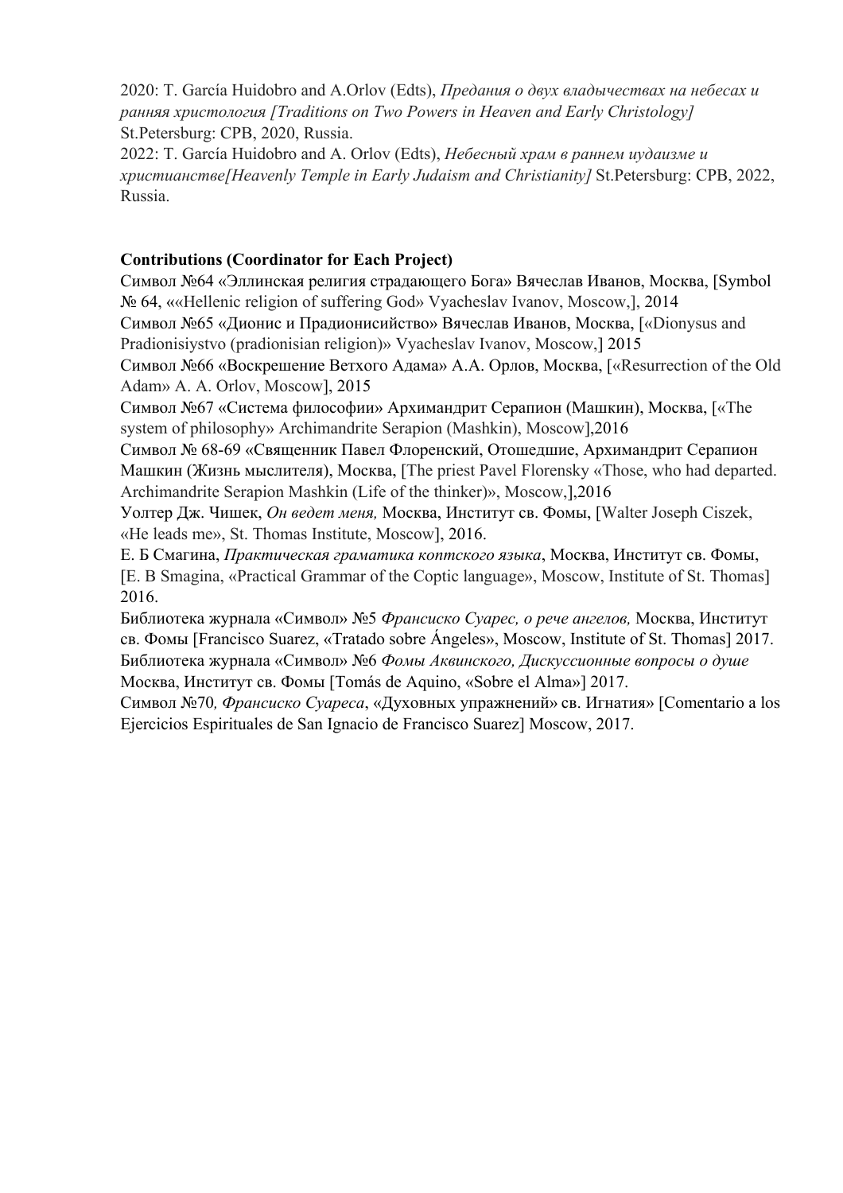2020: T. García Huidobro and A.Orlov (Edts), *Предания о двух владычествах на небесах и ранняя христология [Traditions on Two Powers in Heaven and Early Christology]* St.Petersburg: CPB, 2020, Russia.
2022: T. García Huidobro and A. Orlov (Edts), *Небесный храм в раннем иудаизме и христианстве[Heavenly Temple in Early Judaism and Christianity]* St.Petersburg: CPB, 2022, Russia.

**Contributions (Coordinator for Each Project)**

Символ №64 «Эллинская религия страдающего Бога» Вячеслав Иванов, Москва, [Symbol № 64, ««Hellenic religion of suffering God» Vyacheslav Ivanov, Moscow,], 2014
Символ №65 «Дионис и Прадионисийство» Вячеслав Иванов, Москва, [«Dionysus and Pradionisiystvo (pradionisian religion)» Vyacheslav Ivanov, Moscow,] 2015
Символ №66 «Воскрешение Ветхого Адама» А.А. Орлов, Москва, [«Resurrection of the Old Adam» A. A. Orlov, Moscow], 2015
Символ №67 «Система философии» Архимандрит Серапион (Машкин), Москва, [«The system of philosophy» Archimandrite Serapion (Mashkin), Moscow],2016
Символ № 68-69 «Священник Павел Флоренский, Отошедшие, Архимандрит Серапион Машкин (Жизнь мыслителя), Москва, [The priest Pavel Florensky «Those, who had departed. Archimandrite Serapion Mashkin (Life of the thinker)», Moscow,],2016
Уолтер Дж. Чишек, *Он ведет меня,* Москва, Институт св. Фомы, [Walter Joseph Ciszek, «He leads me», St. Thomas Institute, Moscow], 2016.
Е. Б Смагина, *Практическая граматика коптского языка*, Москва, Институт св. Фомы, [E. B Smagina, «Practical Grammar of the Coptic language», Moscow, Institute of St. Thomas] 2016.
Библиотека журнала «Символ» №5 *Франсиско Суарес, о рече ангелов,* Москва, Институт св. Фомы [Francisco Suarez, «Tratado sobre Ángeles», Moscow, Institute of St. Thomas] 2017.
Библиотека журнала «Символ» №6 *Фомы Аквинского, Дискуссионные вопросы о душе* Москва, Институт св. Фомы [Tomás de Aquino, «Sobre el Alma»] 2017.
Символ №70*, Франсиско Суареса*, «Духовных упражнений» св. Игнатия» [Comentario a los Ejercicios Espirituales de San Ignacio de Francisco Suarez] Moscow, 2017.